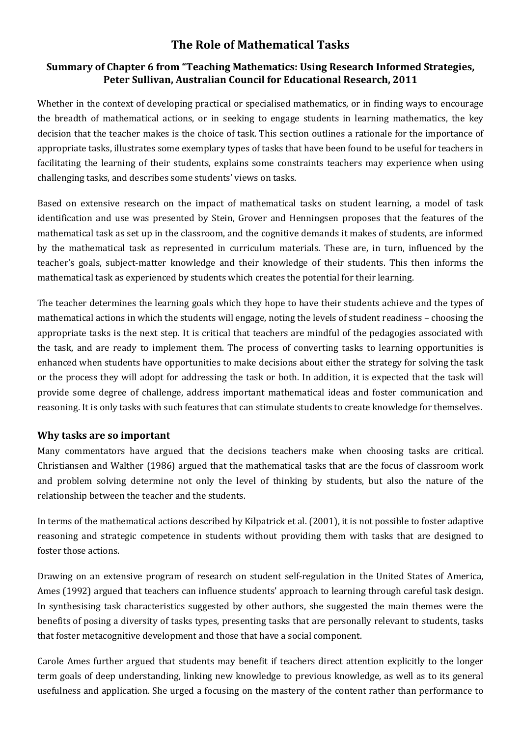# The Role of Mathematical Tasks

## Summary of Chapter 6 from "Teaching Mathematics: Using Research Informed Strategies, Peter Sullivan, Australian Council for Educational Research, 2011

Whether in the context of developing practical or specialised mathematics, or in finding ways to encourage the breadth of mathematical actions, or in seeking to engage students in learning mathematics, the key decision that the teacher makes is the choice of task. This section outlines a rationale for the importance of appropriate tasks, illustrates some exemplary types of tasks that have been found to be useful for teachers in facilitating the learning of their students, explains some constraints teachers may experience when using challenging tasks, and describes some students' views on tasks.

Based on extensive research on the impact of mathematical tasks on student learning, a model of task identification and use was presented by Stein, Grover and Henningsen proposes that the features of the mathematical task as set up in the classroom, and the cognitive demands it makes of students, are informed by the mathematical task as represented in curriculum materials. These are, in turn, influenced by the teacher's goals, subject-matter knowledge and their knowledge of their students. This then informs the mathematical task as experienced by students which creates the potential for their learning.

The teacher determines the learning goals which they hope to have their students achieve and the types of mathematical actions in which the students will engage, noting the levels of student readiness – choosing the appropriate tasks is the next step. It is critical that teachers are mindful of the pedagogies associated with the task, and are ready to implement them. The process of converting tasks to learning opportunities is enhanced when students have opportunities to make decisions about either the strategy for solving the task or the process they will adopt for addressing the task or both. In addition, it is expected that the task will provide some degree of challenge, address important mathematical ideas and foster communication and reasoning. It is only tasks with such features that can stimulate students to create knowledge for themselves.

### Why tasks are so important

Many commentators have argued that the decisions teachers make when choosing tasks are critical. Christiansen and Walther (1986) argued that the mathematical tasks that are the focus of classroom work and problem solving determine not only the level of thinking by students, but also the nature of the relationship between the teacher and the students.

In terms of the mathematical actions described by Kilpatrick et al. (2001), it is not possible to foster adaptive reasoning and strategic competence in students without providing them with tasks that are designed to foster those actions.

Drawing on an extensive program of research on student self-regulation in the United States of America, Ames (1992) argued that teachers can influence students' approach to learning through careful task design. In synthesising task characteristics suggested by other authors, she suggested the main themes were the benefits of posing a diversity of tasks types, presenting tasks that are personally relevant to students, tasks that foster metacognitive development and those that have a social component.

Carole Ames further argued that students may benefit if teachers direct attention explicitly to the longer term goals of deep understanding, linking new knowledge to previous knowledge, as well as to its general usefulness and application. She urged a focusing on the mastery of the content rather than performance to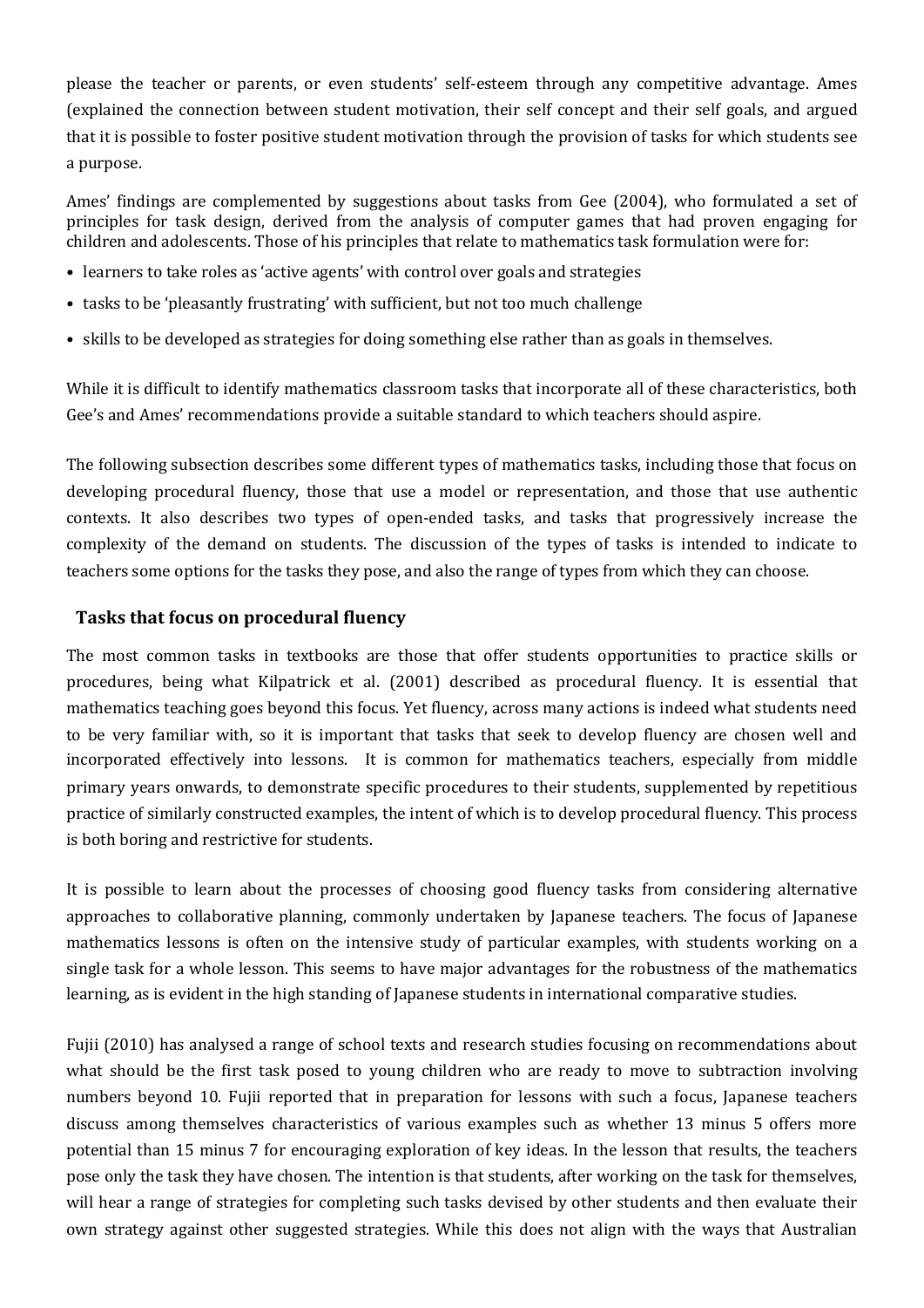please the teacher or parents, or even students' self-esteem through any competitive advantage. Ames (explained the connection between student motivation, their self concept and their self goals, and argued that it is possible to foster positive student motivation through the provision of tasks for which students see a purpose.

Ames' findings are complemented by suggestions about tasks from Gee (2004), who formulated a set of principles for task design, derived from the analysis of computer games that had proven engaging for children and adolescents. Those of his principles that relate to mathematics task formulation were for:

- learners to take roles as 'active agents' with control over goals and strategies
- tasks to be 'pleasantly frustrating' with sufficient, but not too much challenge
- skills to be developed as strategies for doing something else rather than as goals in themselves.

While it is difficult to identify mathematics classroom tasks that incorporate all of these characteristics, both Gee's and Ames' recommendations provide a suitable standard to which teachers should aspire.

The following subsection describes some different types of mathematics tasks, including those that focus on developing procedural fluency, those that use a model or representation, and those that use authentic contexts. It also describes two types of open-ended tasks, and tasks that progressively increase the complexity of the demand on students. The discussion of the types of tasks is intended to indicate to teachers some options for the tasks they pose, and also the range of types from which they can choose.

### Tasks that focus on procedural fluency

The most common tasks in textbooks are those that offer students opportunities to practice skills or procedures, being what Kilpatrick et al. (2001) described as procedural fluency. It is essential that mathematics teaching goes beyond this focus. Yet fluency, across many actions is indeed what students need to be very familiar with, so it is important that tasks that seek to develop fluency are chosen well and incorporated effectively into lessons. It is common for mathematics teachers, especially from middle primary years onwards, to demonstrate specific procedures to their students, supplemented by repetitious practice of similarly constructed examples, the intent of which is to develop procedural fluency. This process is both boring and restrictive for students.

It is possible to learn about the processes of choosing good fluency tasks from considering alternative approaches to collaborative planning, commonly undertaken by Japanese teachers. The focus of Japanese mathematics lessons is often on the intensive study of particular examples, with students working on a single task for a whole lesson. This seems to have major advantages for the robustness of the mathematics learning, as is evident in the high standing of Japanese students in international comparative studies.

Fujii (2010) has analysed a range of school texts and research studies focusing on recommendations about what should be the first task posed to young children who are ready to move to subtraction involving numbers beyond 10. Fujii reported that in preparation for lessons with such a focus, Japanese teachers discuss among themselves characteristics of various examples such as whether 13 minus 5 offers more potential than 15 minus 7 for encouraging exploration of key ideas. In the lesson that results, the teachers pose only the task they have chosen. The intention is that students, after working on the task for themselves, will hear a range of strategies for completing such tasks devised by other students and then evaluate their own strategy against other suggested strategies. While this does not align with the ways that Australian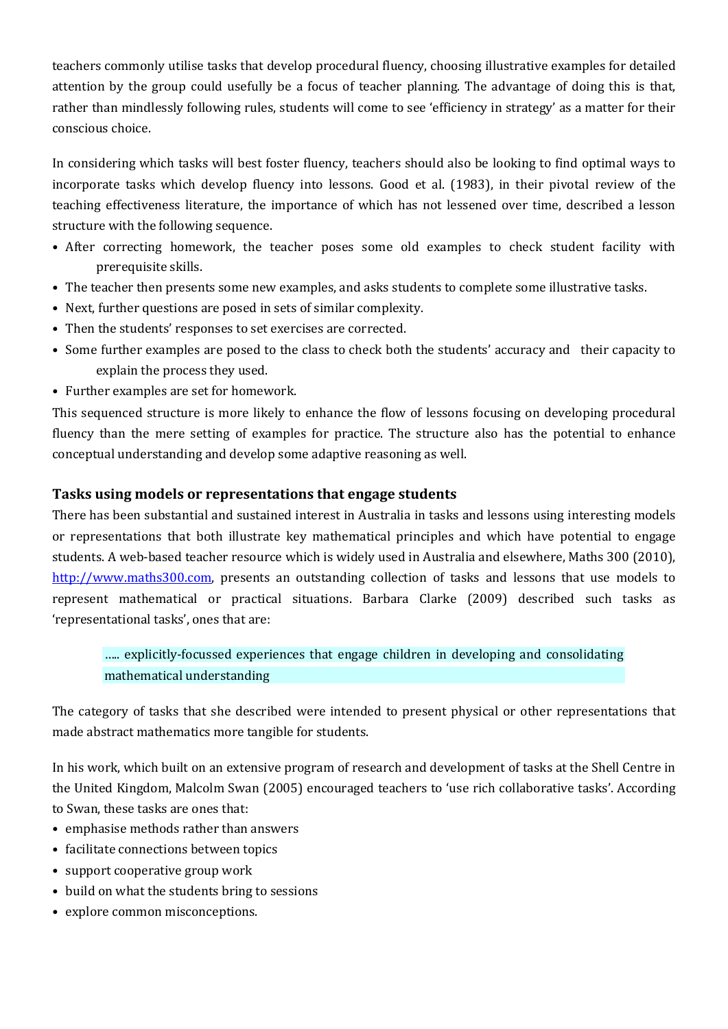teachers commonly utilise tasks that develop procedural fluency, choosing illustrative examples for detailed attention by the group could usefully be a focus of teacher planning. The advantage of doing this is that, rather than mindlessly following rules, students will come to see 'efficiency in strategy' as a matter for their conscious choice.

In considering which tasks will best foster fluency, teachers should also be looking to find optimal ways to incorporate tasks which develop fluency into lessons. Good et al. (1983), in their pivotal review of the teaching effectiveness literature, the importance of which has not lessened over time, described a lesson structure with the following sequence.

- After correcting homework, the teacher poses some old examples to check student facility with prerequisite skills.
- The teacher then presents some new examples, and asks students to complete some illustrative tasks.
- Next, further questions are posed in sets of similar complexity.
- Then the students' responses to set exercises are corrected.
- Some further examples are posed to the class to check both the students' accuracy and their capacity to explain the process they used.
- Further examples are set for homework.

This sequenced structure is more likely to enhance the flow of lessons focusing on developing procedural fluency than the mere setting of examples for practice. The structure also has the potential to enhance conceptual understanding and develop some adaptive reasoning as well.

### Tasks using models or representations that engage students

There has been substantial and sustained interest in Australia in tasks and lessons using interesting models or representations that both illustrate key mathematical principles and which have potential to engage students. A web-based teacher resource which is widely used in Australia and elsewhere, Maths 300 (2010), [http://www.maths300.com](http://www.maths300.com), presents an outstanding collection of tasks and lessons that use models to represent mathematical or practical situations. Barbara Clarke (2009) described such tasks as 'representational tasks', ones that are:

> ….. explicitly-focussed experiences that engage children in developing and consolidating mathematical understanding

The category of tasks that she described were intended to present physical or other representations that made abstract mathematics more tangible for students.

In his work, which built on an extensive program of research and development of tasks at the Shell Centre in the United Kingdom, Malcolm Swan (2005) encouraged teachers to 'use rich collaborative tasks'. According to Swan, these tasks are ones that:

- emphasise methods rather than answers
- facilitate connections between topics
- support cooperative group work
- build on what the students bring to sessions
- explore common misconceptions.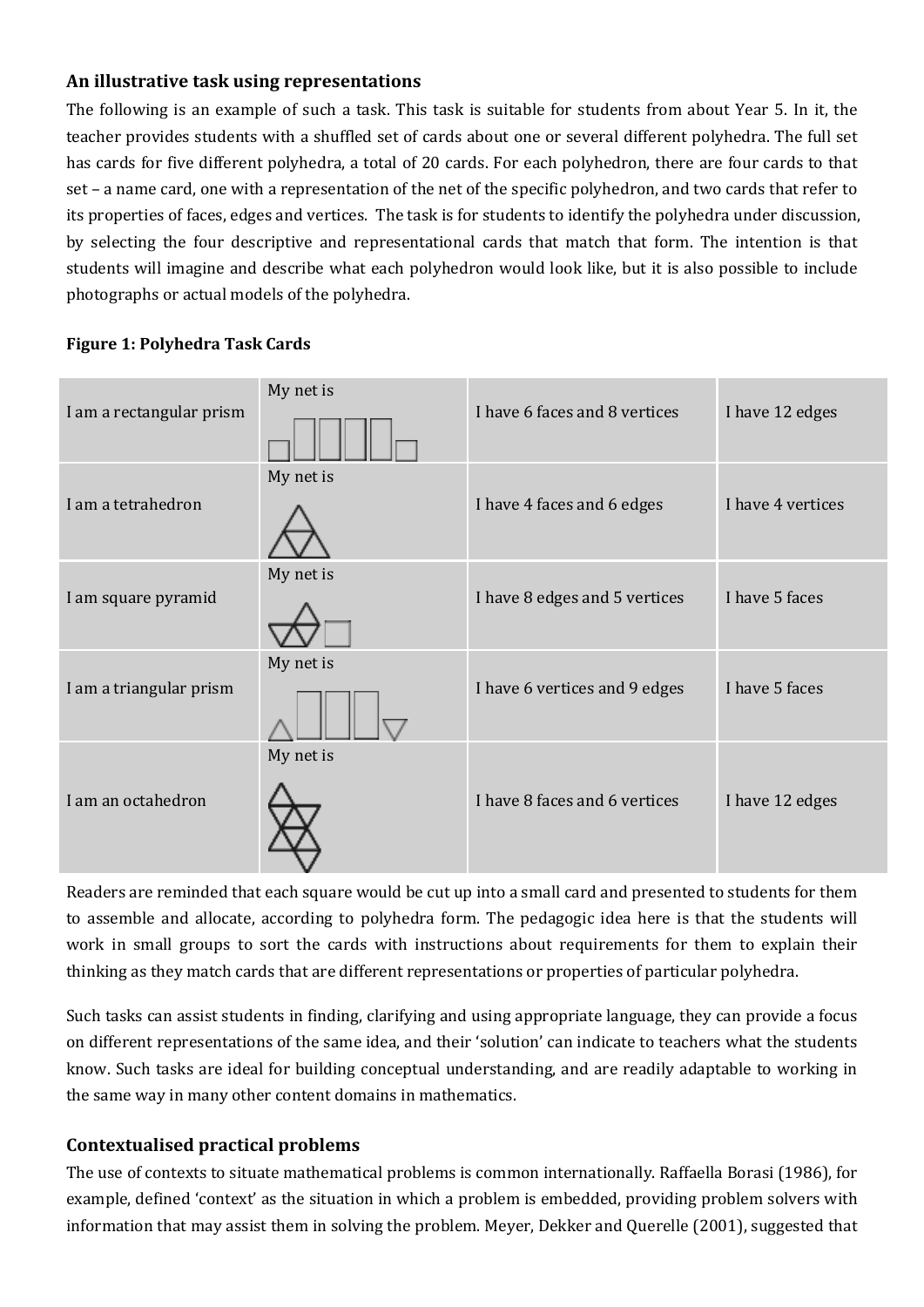### An illustrative task using representations

The following is an example of such a task. This task is suitable for students from about Year 5. In it, the teacher provides students with a shuffled set of cards about one or several different polyhedra. The full set has cards for five different polyhedra, a total of 20 cards. For each polyhedron, there are four cards to that set – a name card, one with a representation of the net of the specific polyhedron, and two cards that refer to its properties of faces, edges and vertices. The task is for students to identify the polyhedra under discussion, by selecting the four descriptive and representational cards that match that form. The intention is that students will imagine and describe what each polyhedron would look like, but it is also possible to include photographs or actual models of the polyhedra.

**Figure 1: Polyhedra Task Cards**

| | | | |
|---|---|---|---|
| I am a rectangular prism | My net is | I have 6 faces and 8 vertices | I have 12 edges |
| I am a tetrahedron | My net is | I have 4 faces and 6 edges | I have 4 vertices |
| I am square pyramid | My net is | I have 8 edges and 5 vertices | I have 5 faces |
| I am a triangular prism | My net is | I have 6 vertices and 9 edges | I have 5 faces |
| I am an octahedron | My net is | I have 8 faces and 6 vertices | I have 12 edges |

Readers are reminded that each square would be cut up into a small card and presented to students for them to assemble and allocate, according to polyhedra form. The pedagogic idea here is that the students will work in small groups to sort the cards with instructions about requirements for them to explain their thinking as they match cards that are different representations or properties of particular polyhedra.

Such tasks can assist students in finding, clarifying and using appropriate language, they can provide a focus on different representations of the same idea, and their 'solution' can indicate to teachers what the students know. Such tasks are ideal for building conceptual understanding, and are readily adaptable to working in the same way in many other content domains in mathematics.

### Contextualised practical problems

The use of contexts to situate mathematical problems is common internationally. Raffaella Borasi (1986), for example, defined 'context' as the situation in which a problem is embedded, providing problem solvers with information that may assist them in solving the problem. Meyer, Dekker and Querelle (2001), suggested that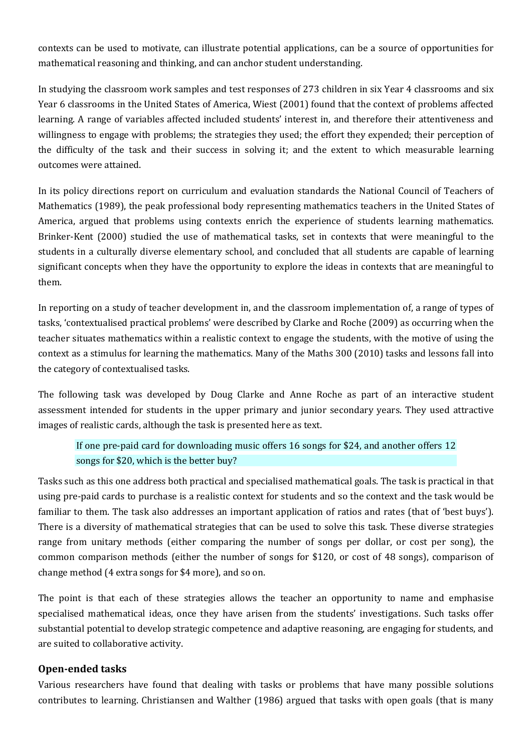contexts can be used to motivate, can illustrate potential applications, can be a source of opportunities for mathematical reasoning and thinking, and can anchor student understanding.

In studying the classroom work samples and test responses of 273 children in six Year 4 classrooms and six Year 6 classrooms in the United States of America, Wiest (2001) found that the context of problems affected learning. A range of variables affected included students' interest in, and therefore their attentiveness and willingness to engage with problems; the strategies they used; the effort they expended; their perception of the difficulty of the task and their success in solving it; and the extent to which measurable learning outcomes were attained.

In its policy directions report on curriculum and evaluation standards the National Council of Teachers of Mathematics (1989), the peak professional body representing mathematics teachers in the United States of America, argued that problems using contexts enrich the experience of students learning mathematics. Brinker-Kent (2000) studied the use of mathematical tasks, set in contexts that were meaningful to the students in a culturally diverse elementary school, and concluded that all students are capable of learning significant concepts when they have the opportunity to explore the ideas in contexts that are meaningful to them.

In reporting on a study of teacher development in, and the classroom implementation of, a range of types of tasks, 'contextualised practical problems' were described by Clarke and Roche (2009) as occurring when the teacher situates mathematics within a realistic context to engage the students, with the motive of using the context as a stimulus for learning the mathematics. Many of the Maths 300 (2010) tasks and lessons fall into the category of contextualised tasks.

The following task was developed by Doug Clarke and Anne Roche as part of an interactive student assessment intended for students in the upper primary and junior secondary years. They used attractive images of realistic cards, although the task is presented here as text.

> If one pre-paid card for downloading music offers 16 songs for $24, and another offers 12 songs for $20, which is the better buy?

Tasks such as this one address both practical and specialised mathematical goals. The task is practical in that using pre-paid cards to purchase is a realistic context for students and so the context and the task would be familiar to them. The task also addresses an important application of ratios and rates (that of 'best buys'). There is a diversity of mathematical strategies that can be used to solve this task. These diverse strategies range from unitary methods (either comparing the number of songs per dollar, or cost per song), the common comparison methods (either the number of songs for $120, or cost of 48 songs), comparison of change method (4 extra songs for $4 more), and so on.

The point is that each of these strategies allows the teacher an opportunity to name and emphasise specialised mathematical ideas, once they have arisen from the students' investigations. Such tasks offer substantial potential to develop strategic competence and adaptive reasoning, are engaging for students, and are suited to collaborative activity.

## Open-ended tasks

Various researchers have found that dealing with tasks or problems that have many possible solutions contributes to learning. Christiansen and Walther (1986) argued that tasks with open goals (that is many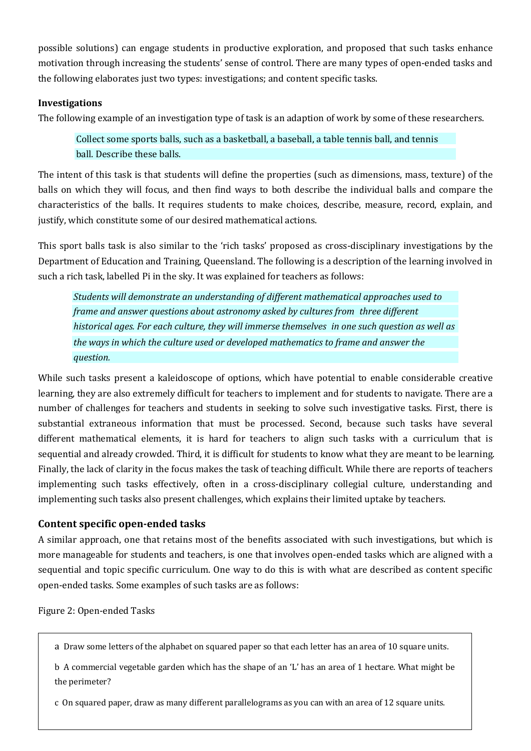possible solutions) can engage students in productive exploration, and proposed that such tasks enhance motivation through increasing the students' sense of control. There are many types of open-ended tasks and the following elaborates just two types: investigations; and content specific tasks.

**Investigations**

The following example of an investigation type of task is an adaption of work by some of these researchers.

> Collect some sports balls, such as a basketball, a baseball, a table tennis ball, and tennis ball. Describe these balls.

The intent of this task is that students will define the properties (such as dimensions, mass, texture) of the balls on which they will focus, and then find ways to both describe the individual balls and compare the characteristics of the balls. It requires students to make choices, describe, measure, record, explain, and justify, which constitute some of our desired mathematical actions.

This sport balls task is also similar to the 'rich tasks' proposed as cross-disciplinary investigations by the Department of Education and Training, Queensland. The following is a description of the learning involved in such a rich task, labelled Pi in the sky. It was explained for teachers as follows:

> *Students will demonstrate an understanding of different mathematical approaches used to frame and answer questions about astronomy asked by cultures from three different historical ages. For each culture, they will immerse themselves in one such question as well as the ways in which the culture used or developed mathematics to frame and answer the question.*

While such tasks present a kaleidoscope of options, which have potential to enable considerable creative learning, they are also extremely difficult for teachers to implement and for students to navigate. There are a number of challenges for teachers and students in seeking to solve such investigative tasks. First, there is substantial extraneous information that must be processed. Second, because such tasks have several different mathematical elements, it is hard for teachers to align such tasks with a curriculum that is sequential and already crowded. Third, it is difficult for students to know what they are meant to be learning. Finally, the lack of clarity in the focus makes the task of teaching difficult. While there are reports of teachers implementing such tasks effectively, often in a cross-disciplinary collegial culture, understanding and implementing such tasks also present challenges, which explains their limited uptake by teachers.

## Content specific open-ended tasks

A similar approach, one that retains most of the benefits associated with such investigations, but which is more manageable for students and teachers, is one that involves open-ended tasks which are aligned with a sequential and topic specific curriculum. One way to do this is with what are described as content specific open-ended tasks. Some examples of such tasks are as follows:

Figure 2: Open-ended Tasks

a Draw some letters of the alphabet on squared paper so that each letter has an area of 10 square units.

b A commercial vegetable garden which has the shape of an 'L' has an area of 1 hectare. What might be the perimeter?

c On squared paper, draw as many different parallelograms as you can with an area of 12 square units.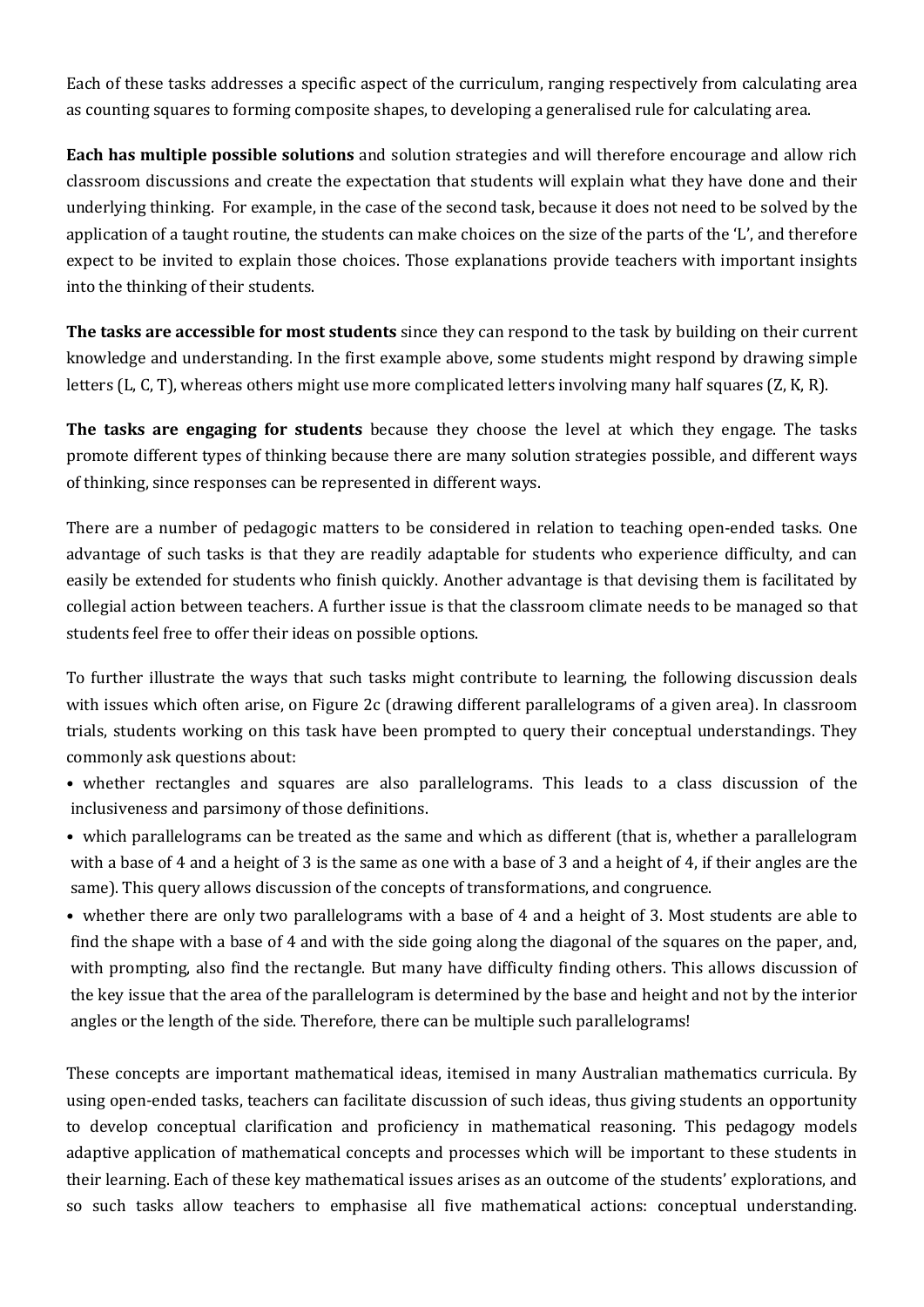Each of these tasks addresses a specific aspect of the curriculum, ranging respectively from calculating area as counting squares to forming composite shapes, to developing a generalised rule for calculating area.

**Each has multiple possible solutions** and solution strategies and will therefore encourage and allow rich classroom discussions and create the expectation that students will explain what they have done and their underlying thinking. For example, in the case of the second task, because it does not need to be solved by the application of a taught routine, the students can make choices on the size of the parts of the 'L', and therefore expect to be invited to explain those choices. Those explanations provide teachers with important insights into the thinking of their students.

**The tasks are accessible for most students** since they can respond to the task by building on their current knowledge and understanding. In the first example above, some students might respond by drawing simple letters (L, C, T), whereas others might use more complicated letters involving many half squares (Z, K, R).

**The tasks are engaging for students** because they choose the level at which they engage. The tasks promote different types of thinking because there are many solution strategies possible, and different ways of thinking, since responses can be represented in different ways.

There are a number of pedagogic matters to be considered in relation to teaching open-ended tasks. One advantage of such tasks is that they are readily adaptable for students who experience difficulty, and can easily be extended for students who finish quickly. Another advantage is that devising them is facilitated by collegial action between teachers. A further issue is that the classroom climate needs to be managed so that students feel free to offer their ideas on possible options.

To further illustrate the ways that such tasks might contribute to learning, the following discussion deals with issues which often arise, on Figure 2c (drawing different parallelograms of a given area). In classroom trials, students working on this task have been prompted to query their conceptual understandings. They commonly ask questions about:

- whether rectangles and squares are also parallelograms. This leads to a class discussion of the inclusiveness and parsimony of those definitions.
- which parallelograms can be treated as the same and which as different (that is, whether a parallelogram with a base of 4 and a height of 3 is the same as one with a base of 3 and a height of 4, if their angles are the same). This query allows discussion of the concepts of transformations, and congruence.
- whether there are only two parallelograms with a base of 4 and a height of 3. Most students are able to find the shape with a base of 4 and with the side going along the diagonal of the squares on the paper, and, with prompting, also find the rectangle. But many have difficulty finding others. This allows discussion of the key issue that the area of the parallelogram is determined by the base and height and not by the interior angles or the length of the side. Therefore, there can be multiple such parallelograms!

These concepts are important mathematical ideas, itemised in many Australian mathematics curricula. By using open-ended tasks, teachers can facilitate discussion of such ideas, thus giving students an opportunity to develop conceptual clarification and proficiency in mathematical reasoning. This pedagogy models adaptive application of mathematical concepts and processes which will be important to these students in their learning. Each of these key mathematical issues arises as an outcome of the students' explorations, and so such tasks allow teachers to emphasise all five mathematical actions: conceptual understanding.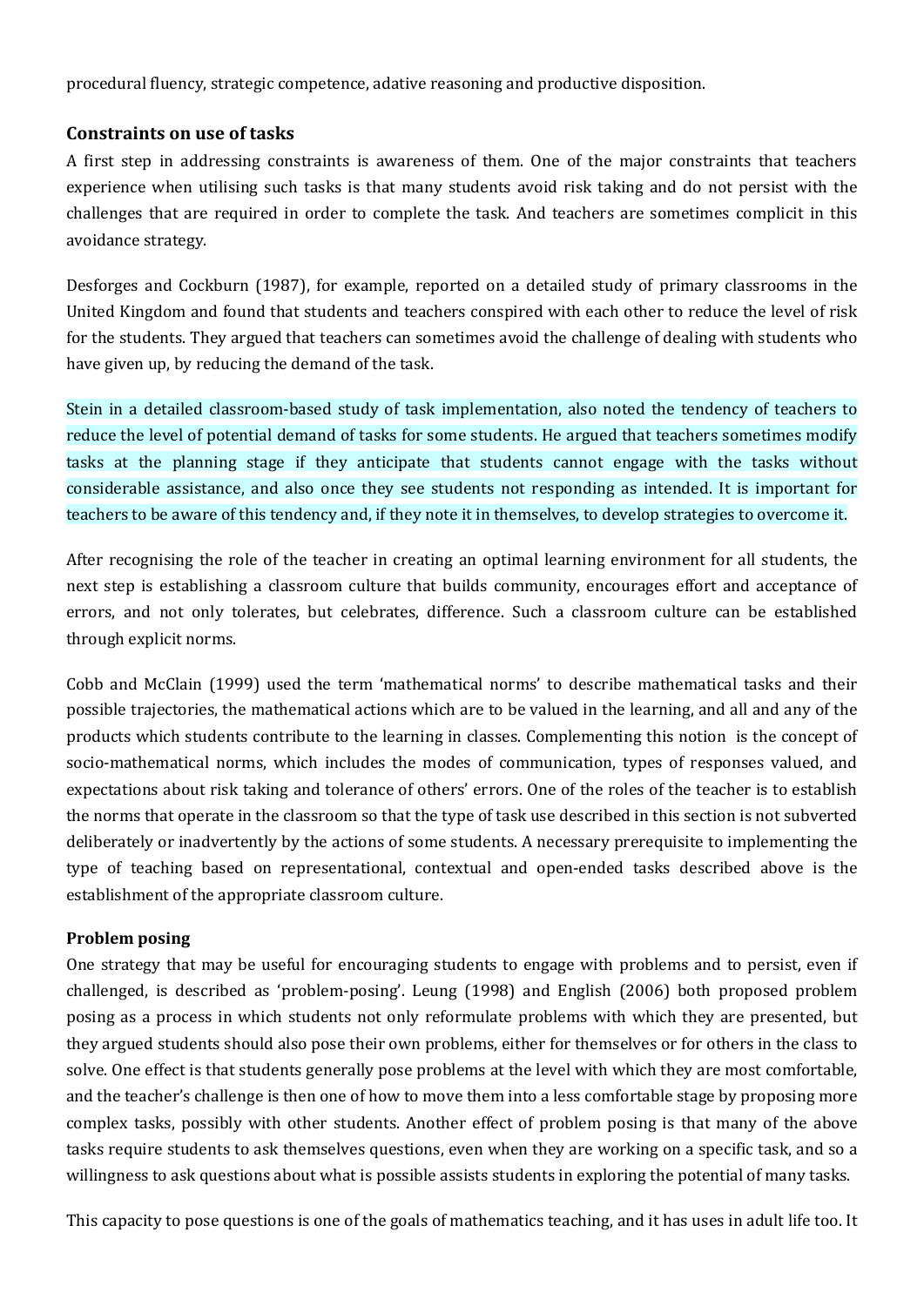procedural fluency, strategic competence, adative reasoning and productive disposition.

## Constraints on use of tasks

A first step in addressing constraints is awareness of them. One of the major constraints that teachers experience when utilising such tasks is that many students avoid risk taking and do not persist with the challenges that are required in order to complete the task. And teachers are sometimes complicit in this avoidance strategy.

Desforges and Cockburn (1987), for example, reported on a detailed study of primary classrooms in the United Kingdom and found that students and teachers conspired with each other to reduce the level of risk for the students. They argued that teachers can sometimes avoid the challenge of dealing with students who have given up, by reducing the demand of the task.

Stein in a detailed classroom-based study of task implementation, also noted the tendency of teachers to reduce the level of potential demand of tasks for some students. He argued that teachers sometimes modify tasks at the planning stage if they anticipate that students cannot engage with the tasks without considerable assistance, and also once they see students not responding as intended. It is important for teachers to be aware of this tendency and, if they note it in themselves, to develop strategies to overcome it.

After recognising the role of the teacher in creating an optimal learning environment for all students, the next step is establishing a classroom culture that builds community, encourages effort and acceptance of errors, and not only tolerates, but celebrates, difference. Such a classroom culture can be established through explicit norms.

Cobb and McClain (1999) used the term 'mathematical norms' to describe mathematical tasks and their possible trajectories, the mathematical actions which are to be valued in the learning, and all and any of the products which students contribute to the learning in classes. Complementing this notion is the concept of socio-mathematical norms, which includes the modes of communication, types of responses valued, and expectations about risk taking and tolerance of others' errors. One of the roles of the teacher is to establish the norms that operate in the classroom so that the type of task use described in this section is not subverted deliberately or inadvertently by the actions of some students. A necessary prerequisite to implementing the type of teaching based on representational, contextual and open-ended tasks described above is the establishment of the appropriate classroom culture.

## Problem posing

One strategy that may be useful for encouraging students to engage with problems and to persist, even if challenged, is described as 'problem-posing'. Leung (1998) and English (2006) both proposed problem posing as a process in which students not only reformulate problems with which they are presented, but they argued students should also pose their own problems, either for themselves or for others in the class to solve. One effect is that students generally pose problems at the level with which they are most comfortable, and the teacher's challenge is then one of how to move them into a less comfortable stage by proposing more complex tasks, possibly with other students. Another effect of problem posing is that many of the above tasks require students to ask themselves questions, even when they are working on a specific task, and so a willingness to ask questions about what is possible assists students in exploring the potential of many tasks.

This capacity to pose questions is one of the goals of mathematics teaching, and it has uses in adult life too. It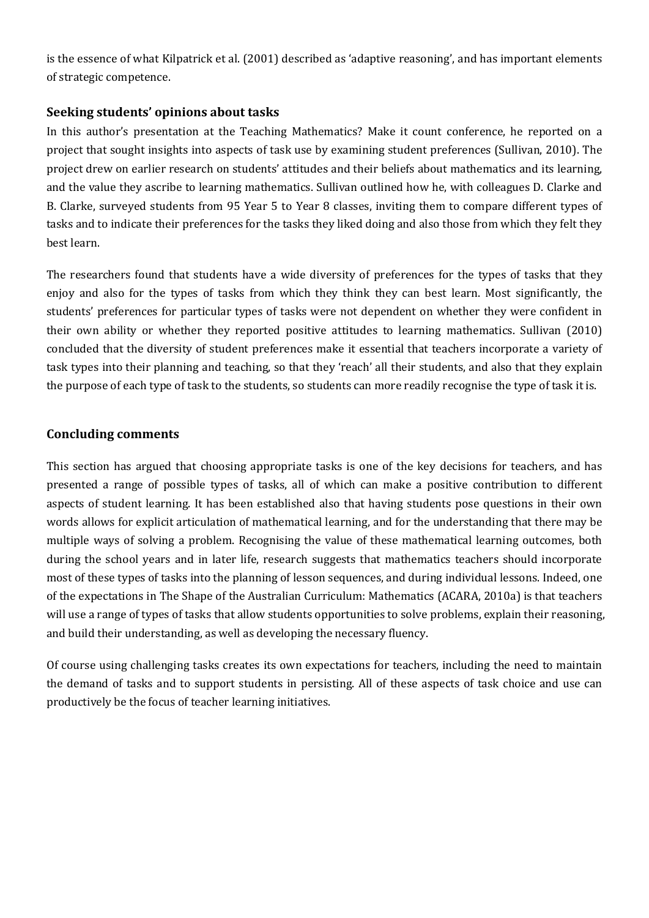is the essence of what Kilpatrick et al. (2001) described as 'adaptive reasoning', and has important elements of strategic competence.

### Seeking students' opinions about tasks

In this author's presentation at the Teaching Mathematics? Make it count conference, he reported on a project that sought insights into aspects of task use by examining student preferences (Sullivan, 2010). The project drew on earlier research on students' attitudes and their beliefs about mathematics and its learning, and the value they ascribe to learning mathematics. Sullivan outlined how he, with colleagues D. Clarke and B. Clarke, surveyed students from 95 Year 5 to Year 8 classes, inviting them to compare different types of tasks and to indicate their preferences for the tasks they liked doing and also those from which they felt they best learn.

The researchers found that students have a wide diversity of preferences for the types of tasks that they enjoy and also for the types of tasks from which they think they can best learn. Most significantly, the students' preferences for particular types of tasks were not dependent on whether they were confident in their own ability or whether they reported positive attitudes to learning mathematics. Sullivan (2010) concluded that the diversity of student preferences make it essential that teachers incorporate a variety of task types into their planning and teaching, so that they 'reach' all their students, and also that they explain the purpose of each type of task to the students, so students can more readily recognise the type of task it is.

### Concluding comments

This section has argued that choosing appropriate tasks is one of the key decisions for teachers, and has presented a range of possible types of tasks, all of which can make a positive contribution to different aspects of student learning. It has been established also that having students pose questions in their own words allows for explicit articulation of mathematical learning, and for the understanding that there may be multiple ways of solving a problem. Recognising the value of these mathematical learning outcomes, both during the school years and in later life, research suggests that mathematics teachers should incorporate most of these types of tasks into the planning of lesson sequences, and during individual lessons. Indeed, one of the expectations in The Shape of the Australian Curriculum: Mathematics (ACARA, 2010a) is that teachers will use a range of types of tasks that allow students opportunities to solve problems, explain their reasoning, and build their understanding, as well as developing the necessary fluency.

Of course using challenging tasks creates its own expectations for teachers, including the need to maintain the demand of tasks and to support students in persisting. All of these aspects of task choice and use can productively be the focus of teacher learning initiatives.